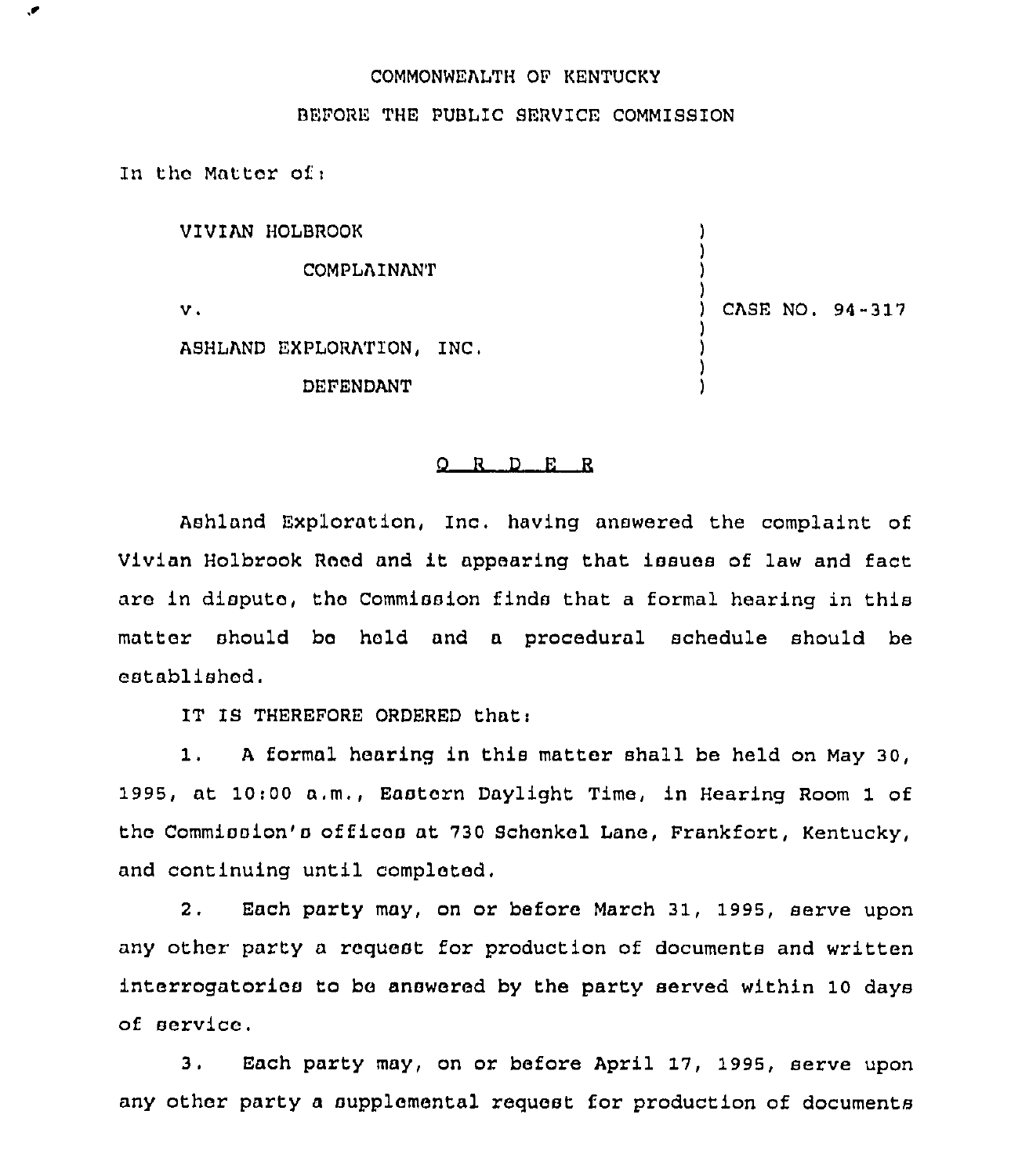COMMONWEALTH OF KENTUCKY

BEFORE THE PUBLIC SERVICE COMMISSION

In the Matter of:

| | | |
|---|---|---|
| VIVIAN HOLBROOK | ) | |
| COMPLAINANT | ) | |
| v. | ) | CASE NO. 94-317 |
| ASHLAND EXPLORATION, INC. | ) | |
| DEFENDANT | ) | |

## O R D E R

Ashland Exploration, Inc. having answered the complaint of Vivian Holbrook Reed and it appearing that issues of law and fact are in dispute, the Commission finds that a formal hearing in this matter should be held and a procedural schedule should be established.

IT IS THEREFORE ORDERED that:

1. A formal hearing in this matter shall be held on May 30, 1995, at 10:00 a.m., Eastern Daylight Time, in Hearing Room 1 of the Commission's offices at 730 Schenkel Lane, Frankfort, Kentucky, and continuing until completed.

2. Each party may, on or before March 31, 1995, serve upon any other party a request for production of documents and written interrogatories to be answered by the party served within 10 days of service.

3. Each party may, on or before April 17, 1995, serve upon any other party a supplemental request for production of documents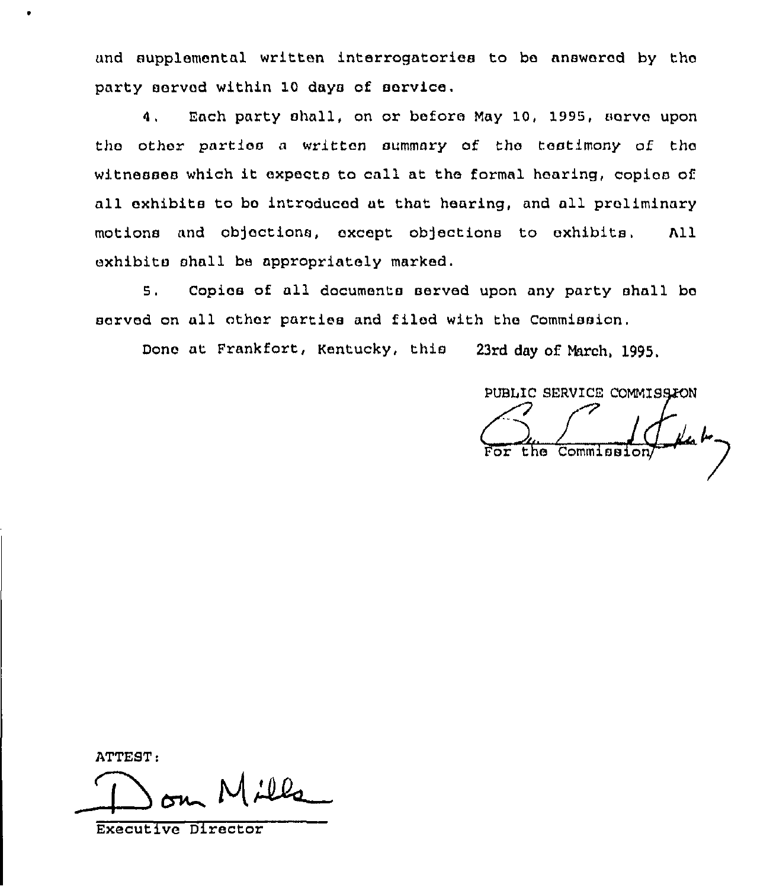and supplemental written interrogatories to be answered by the party served within 10 days of service.

4. Each party shall, on or before May 10, 1995, serve upon the other parties a written summary of the testimony of the witnesses which it expects to call at the formal hearing, copies of all exhibits to be introduced at that hearing, and all preliminary motions and objections, except objections to exhibits. All exhibits shall be appropriately marked.

5. Copies of all documents served upon any party shall be served on all other parties and filed with the Commission.

Done at Frankfort, Kentucky, this 23rd day of March, 1995.

PUBLIC SERVICE COMMISSION

For the Commission

ATTEST:

Executive Director